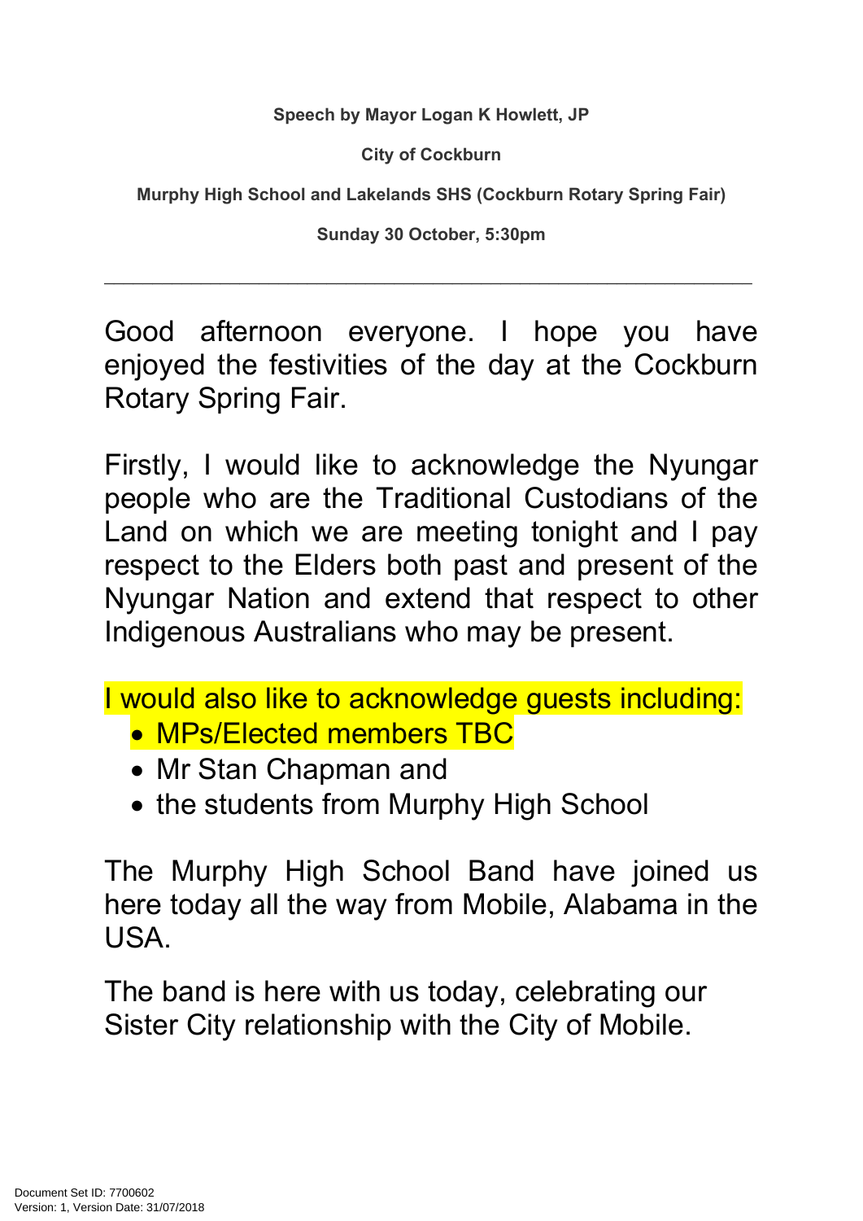**Speech by Mayor Logan K Howlett, JP**

**City of Cockburn**

**Murphy High School and Lakelands SHS (Cockburn Rotary Spring Fair)**

**Sunday 30 October, 5:30pm**

---

Good afternoon everyone. I hope you have enjoyed the festivities of the day at the Cockburn Rotary Spring Fair.

Firstly, I would like to acknowledge the Nyungar people who are the Traditional Custodians of the Land on which we are meeting tonight and I pay respect to the Elders both past and present of the Nyungar Nation and extend that respect to other Indigenous Australians who may be present.

I would also like to acknowledge guests including:

- MPs/Elected members TBC
- Mr Stan Chapman and
- the students from Murphy High School

The Murphy High School Band have joined us here today all the way from Mobile, Alabama in the USA.

The band is here with us today, celebrating our Sister City relationship with the City of Mobile.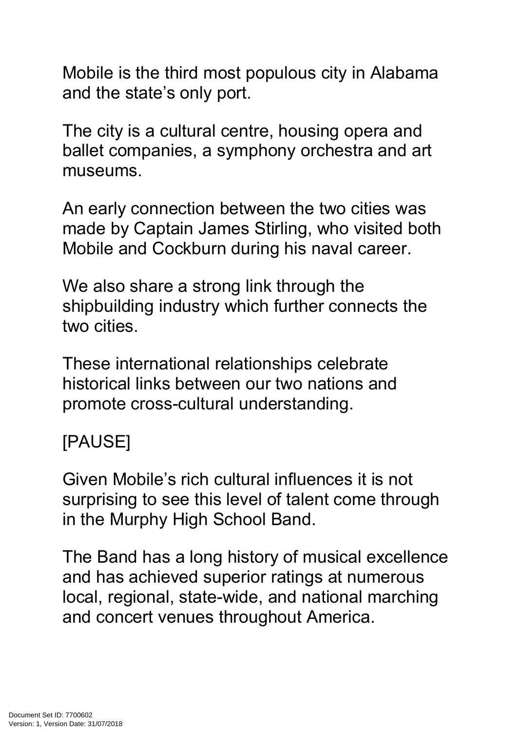Mobile is the third most populous city in Alabama and the state's only port.

The city is a cultural centre, housing opera and ballet companies, a symphony orchestra and art museums.

An early connection between the two cities was made by Captain James Stirling, who visited both Mobile and Cockburn during his naval career.

We also share a strong link through the shipbuilding industry which further connects the two cities.

These international relationships celebrate historical links between our two nations and promote cross-cultural understanding.

[PAUSE]

Given Mobile's rich cultural influences it is not surprising to see this level of talent come through in the Murphy High School Band.

The Band has a long history of musical excellence and has achieved superior ratings at numerous local, regional, state-wide, and national marching and concert venues throughout America.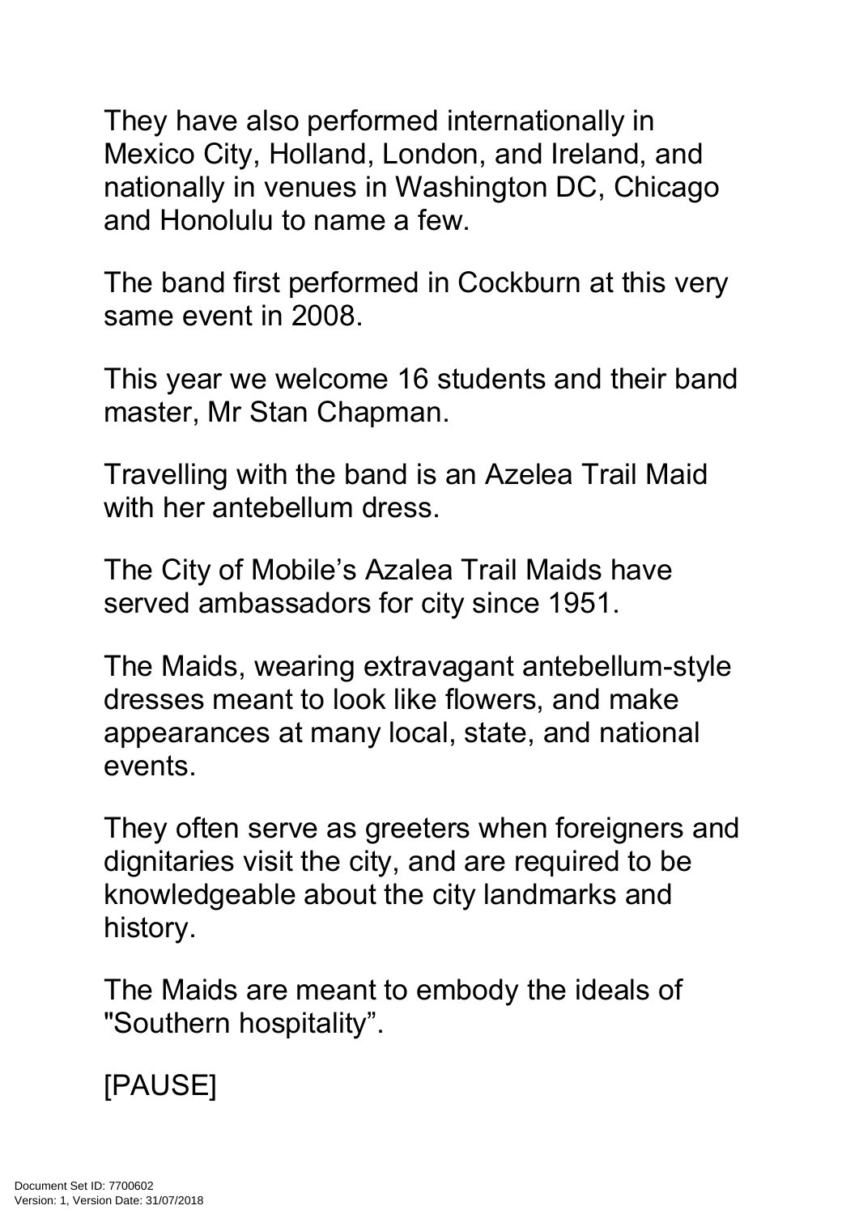They have also performed internationally in Mexico City, Holland, London, and Ireland, and nationally in venues in Washington DC, Chicago and Honolulu to name a few.

The band first performed in Cockburn at this very same event in 2008.

This year we welcome 16 students and their band master, Mr Stan Chapman.

Travelling with the band is an Azelea Trail Maid with her antebellum dress.

The City of Mobile's Azalea Trail Maids have served ambassadors for city since 1951.

The Maids, wearing extravagant antebellum-style dresses meant to look like flowers, and make appearances at many local, state, and national events.

They often serve as greeters when foreigners and dignitaries visit the city, and are required to be knowledgeable about the city landmarks and history.

The Maids are meant to embody the ideals of "Southern hospitality".

[PAUSE]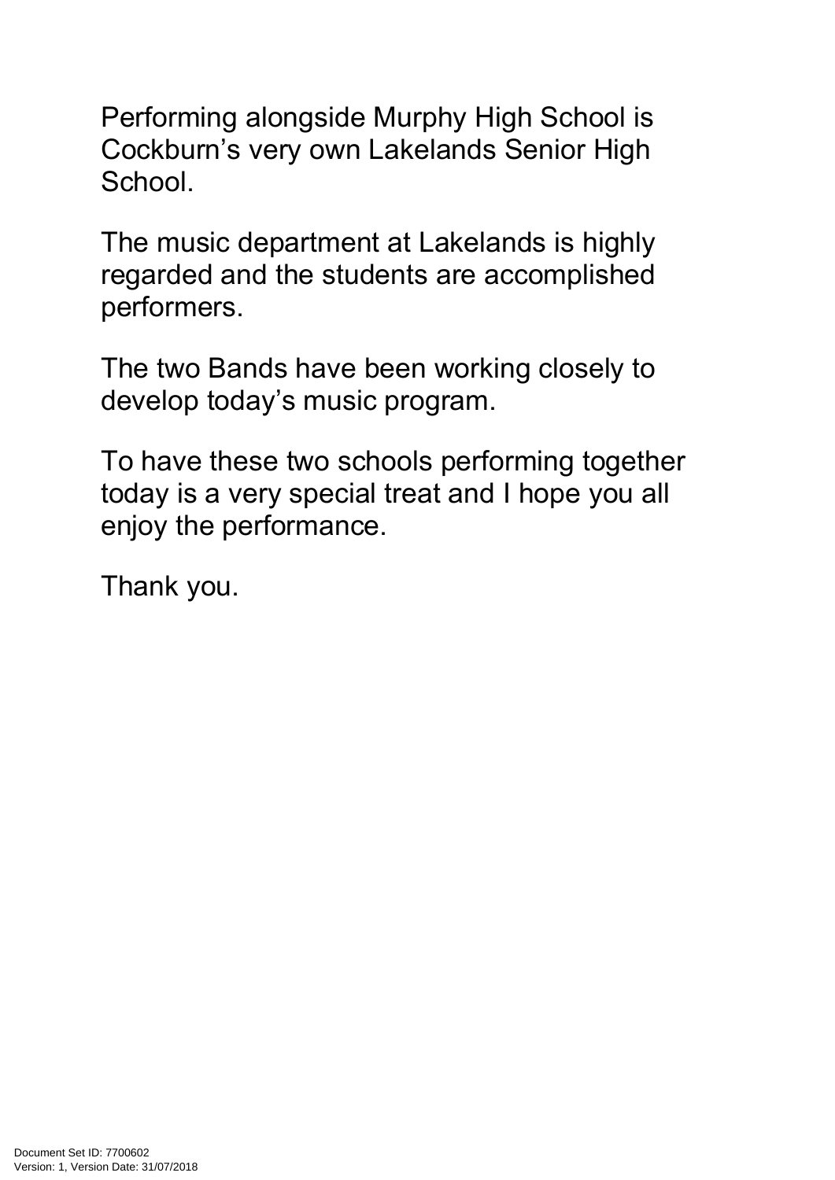Performing alongside Murphy High School is Cockburn's very own Lakelands Senior High School.

The music department at Lakelands is highly regarded and the students are accomplished performers.

The two Bands have been working closely to develop today's music program.

To have these two schools performing together today is a very special treat and I hope you all enjoy the performance.

Thank you.